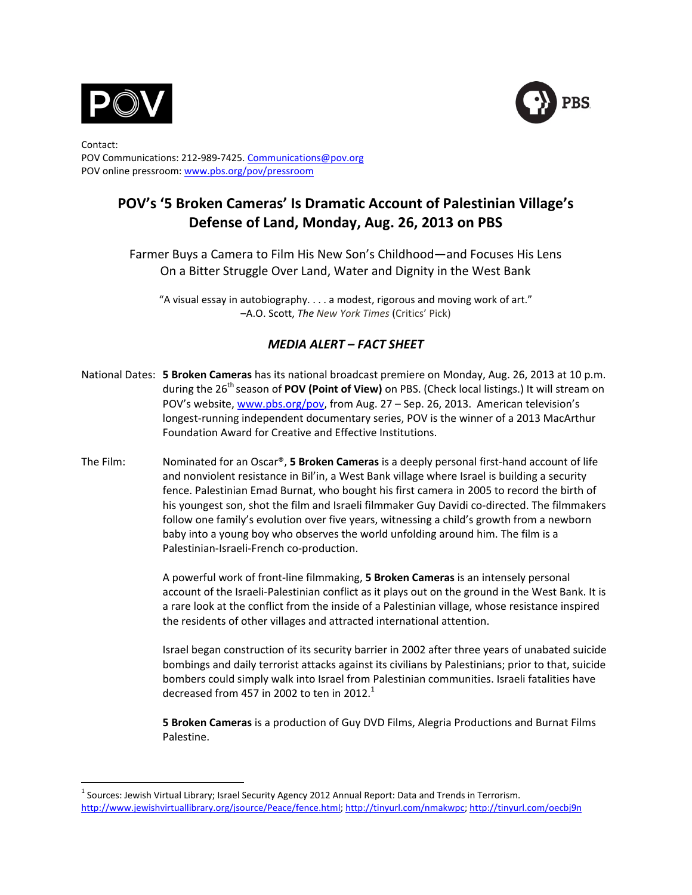Contact:
POV Communications: 212-989-7425. Communications@pov.org
POV online pressroom: www.pbs.org/pov/pressroom

# POV's '5 Broken Cameras' Is Dramatic Account of Palestinian Village's Defense of Land, Monday, Aug. 26, 2013 on PBS

Farmer Buys a Camera to Film His New Son's Childhood—and Focuses His Lens On a Bitter Struggle Over Land, Water and Dignity in the West Bank

"A visual essay in autobiography. . . . a modest, rigorous and moving work of art."
–A.O. Scott, *The New York Times* (Critics' Pick)

## *MEDIA ALERT – FACT SHEET*

National Dates: **5 Broken Cameras** has its national broadcast premiere on Monday, Aug. 26, 2013 at 10 p.m. during the 26th season of **POV (Point of View)** on PBS. (Check local listings.) It will stream on POV's website, www.pbs.org/pov, from Aug. 27 – Sep. 26, 2013. American television's longest-running independent documentary series, POV is the winner of a 2013 MacArthur Foundation Award for Creative and Effective Institutions.

The Film: Nominated for an Oscar®, **5 Broken Cameras** is a deeply personal first-hand account of life and nonviolent resistance in Bil'in, a West Bank village where Israel is building a security fence. Palestinian Emad Burnat, who bought his first camera in 2005 to record the birth of his youngest son, shot the film and Israeli filmmaker Guy Davidi co-directed. The filmmakers follow one family's evolution over five years, witnessing a child's growth from a newborn baby into a young boy who observes the world unfolding around him. The film is a Palestinian-Israeli-French co-production.

A powerful work of front-line filmmaking, **5 Broken Cameras** is an intensely personal account of the Israeli-Palestinian conflict as it plays out on the ground in the West Bank. It is a rare look at the conflict from the inside of a Palestinian village, whose resistance inspired the residents of other villages and attracted international attention.

Israel began construction of its security barrier in 2002 after three years of unabated suicide bombings and daily terrorist attacks against its civilians by Palestinians; prior to that, suicide bombers could simply walk into Israel from Palestinian communities. Israeli fatalities have decreased from 457 in 2002 to ten in 2012.[1]

**5 Broken Cameras** is a production of Guy DVD Films, Alegria Productions and Burnat Films Palestine.

[1] Sources: Jewish Virtual Library; Israel Security Agency 2012 Annual Report: Data and Trends in Terrorism. http://www.jewishvirtuallibrary.org/jsource/Peace/fence.html; http://tinyurl.com/nmakwpc; http://tinyurl.com/oecbj9n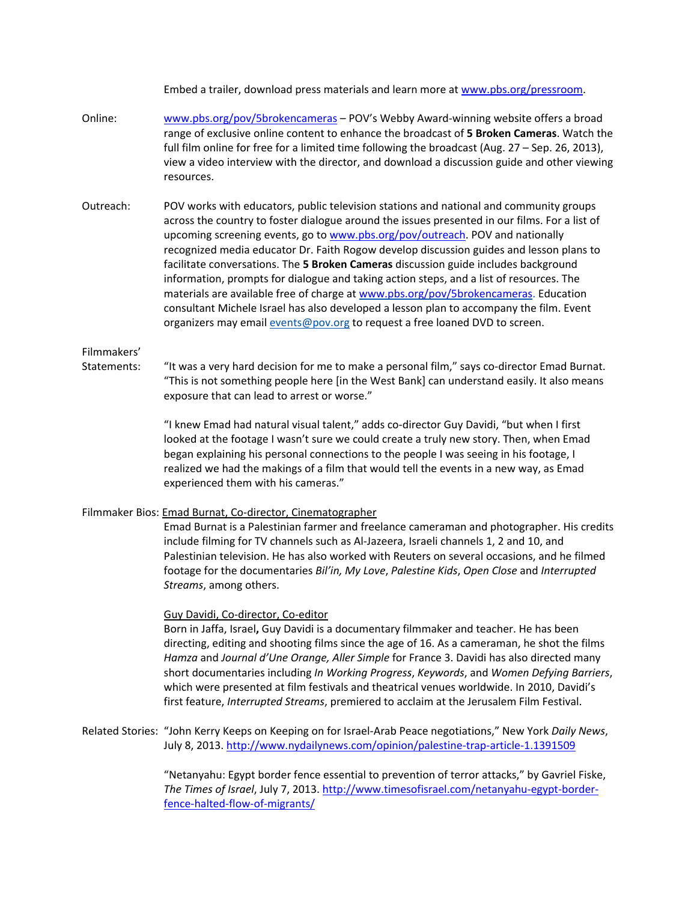Embed a trailer, download press materials and learn more at [www.pbs.org/pressroom](http://www.pbs.org/pressroom).

**Online:** [www.pbs.org/pov/5brokencameras](http://www.pbs.org/pov/5brokencameras) – POV's Webby Award-winning website offers a broad range of exclusive online content to enhance the broadcast of **5 Broken Cameras**. Watch the full film online for free for a limited time following the broadcast (Aug. 27 – Sep. 26, 2013), view a video interview with the director, and download a discussion guide and other viewing resources.

**Outreach:** POV works with educators, public television stations and national and community groups across the country to foster dialogue around the issues presented in our films. For a list of upcoming screening events, go to [www.pbs.org/pov/outreach](http://www.pbs.org/pov/outreach). POV and nationally recognized media educator Dr. Faith Rogow develop discussion guides and lesson plans to facilitate conversations. The **5 Broken Cameras** discussion guide includes background information, prompts for dialogue and taking action steps, and a list of resources. The materials are available free of charge at [www.pbs.org/pov/5brokencameras](http://www.pbs.org/pov/5brokencameras). Education consultant Michele Israel has also developed a lesson plan to accompany the film. Event organizers may email [events@pov.org](mailto:events@pov.org) to request a free loaned DVD to screen.

**Filmmakers' Statements:** "It was a very hard decision for me to make a personal film," says co-director Emad Burnat. "This is not something people here [in the West Bank] can understand easily. It also means exposure that can lead to arrest or worse."

"I knew Emad had natural visual talent," adds co-director Guy Davidi, "but when I first looked at the footage I wasn't sure we could create a truly new story. Then, when Emad began explaining his personal connections to the people I was seeing in his footage, I realized we had the makings of a film that would tell the events in a new way, as Emad experienced them with his cameras."

**Filmmaker Bios:** Emad Burnat, Co-director, Cinematographer

Emad Burnat is a Palestinian farmer and freelance cameraman and photographer. His credits include filming for TV channels such as Al-Jazeera, Israeli channels 1, 2 and 10, and Palestinian television. He has also worked with Reuters on several occasions, and he filmed footage for the documentaries *Bil'in, My Love*, *Palestine Kids*, *Open Close* and *Interrupted Streams*, among others.

Guy Davidi, Co-director, Co-editor

Born in Jaffa, Israel**,** Guy Davidi is a documentary filmmaker and teacher. He has been directing, editing and shooting films since the age of 16. As a cameraman, he shot the films *Hamza* and *Journal d'Une Orange, Aller Simple* for France 3. Davidi has also directed many short documentaries including *In Working Progress*, *Keywords*, and *Women Defying Barriers*, which were presented at film festivals and theatrical venues worldwide. In 2010, Davidi's first feature, *Interrupted Streams*, premiered to acclaim at the Jerusalem Film Festival.

**Related Stories:** "John Kerry Keeps on Keeping on for Israel-Arab Peace negotiations," New York *Daily News*, July 8, 2013. [http://www.nydailynews.com/opinion/palestine-trap-article-1.1391509](http://www.nydailynews.com/opinion/palestine-trap-article-1.1391509)

"Netanyahu: Egypt border fence essential to prevention of terror attacks," by Gavriel Fiske, *The Times of Israel*, July 7, 2013. [http://www.timesofisrael.com/netanyahu-egypt-border-fence-halted-flow-of-migrants/](http://www.timesofisrael.com/netanyahu-egypt-border-fence-halted-flow-of-migrants/)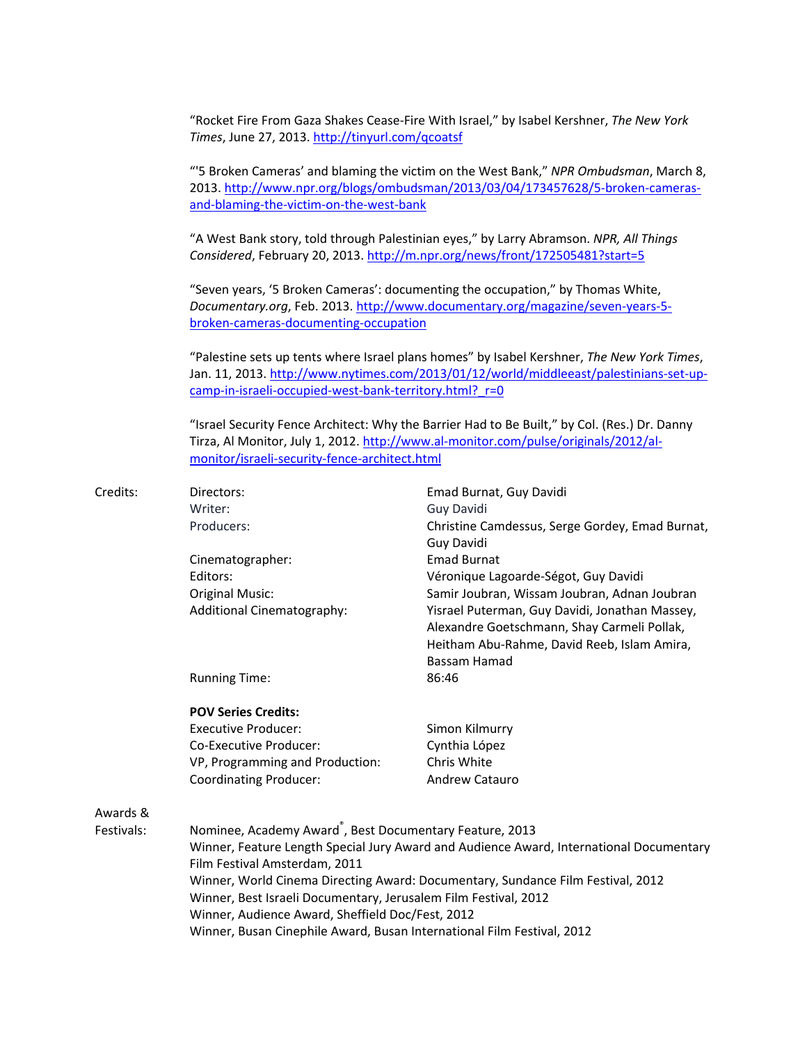"Rocket Fire From Gaza Shakes Cease-Fire With Israel," by Isabel Kershner, *The New York Times*, June 27, 2013. http://tinyurl.com/qcoatsf

"'5 Broken Cameras' and blaming the victim on the West Bank," *NPR Ombudsman*, March 8, 2013. http://www.npr.org/blogs/ombudsman/2013/03/04/173457628/5-broken-cameras-and-blaming-the-victim-on-the-west-bank

"A West Bank story, told through Palestinian eyes," by Larry Abramson. *NPR, All Things Considered*, February 20, 2013. http://m.npr.org/news/front/172505481?start=5

"Seven years, '5 Broken Cameras': documenting the occupation," by Thomas White, *Documentary.org*, Feb. 2013. http://www.documentary.org/magazine/seven-years-5-broken-cameras-documenting-occupation

"Palestine sets up tents where Israel plans homes" by Isabel Kershner, *The New York Times*, Jan. 11, 2013. http://www.nytimes.com/2013/01/12/world/middleeast/palestinians-set-up-camp-in-israeli-occupied-west-bank-territory.html?_r=0

"Israel Security Fence Architect: Why the Barrier Had to Be Built," by Col. (Res.) Dr. Danny Tirza, Al Monitor, July 1, 2012. http://www.al-monitor.com/pulse/originals/2012/al-monitor/israeli-security-fence-architect.html

**Credits:**

| | |
|---|---|
| Directors: | Emad Burnat, Guy Davidi |
| Writer: | Guy Davidi |
| Producers: | Christine Camdessus, Serge Gordey, Emad Burnat, Guy Davidi |
| Cinematographer: | Emad Burnat |
| Editors: | Véronique Lagoarde-Ségot, Guy Davidi |
| Original Music: | Samir Joubran, Wissam Joubran, Adnan Joubran |
| Additional Cinematography: | Yisrael Puterman, Guy Davidi, Jonathan Massey, Alexandre Goetschmann, Shay Carmeli Pollak, Heitham Abu-Rahme, David Reeb, Islam Amira, Bassam Hamad |
| Running Time: | 86:46 |

**POV Series Credits:**

| | |
|---|---|
| Executive Producer: | Simon Kilmurry |
| Co-Executive Producer: | Cynthia López |
| VP, Programming and Production: | Chris White |
| Coordinating Producer: | Andrew Catauro |

**Awards & Festivals:**

Nominee, Academy Award®, Best Documentary Feature, 2013
Winner, Feature Length Special Jury Award and Audience Award, International Documentary Film Festival Amsterdam, 2011
Winner, World Cinema Directing Award: Documentary, Sundance Film Festival, 2012
Winner, Best Israeli Documentary, Jerusalem Film Festival, 2012
Winner, Audience Award, Sheffield Doc/Fest, 2012
Winner, Busan Cinephile Award, Busan International Film Festival, 2012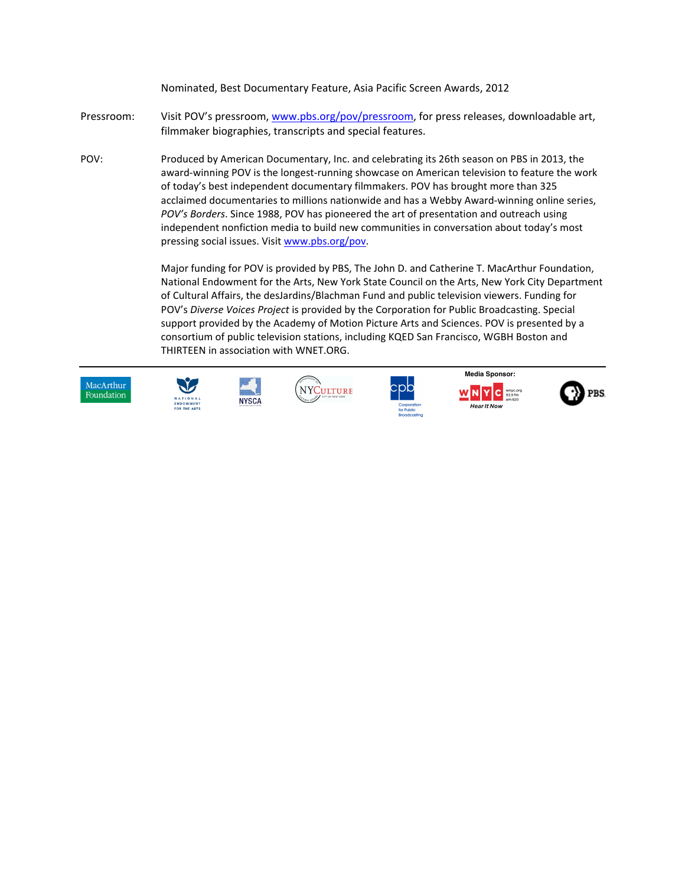Nominated, Best Documentary Feature, Asia Pacific Screen Awards, 2012

Pressroom: Visit POV's pressroom, www.pbs.org/pov/pressroom, for press releases, downloadable art, filmmaker biographies, transcripts and special features.

POV: Produced by American Documentary, Inc. and celebrating its 26th season on PBS in 2013, the award-winning POV is the longest-running showcase on American television to feature the work of today's best independent documentary filmmakers. POV has brought more than 325 acclaimed documentaries to millions nationwide and has a Webby Award-winning online series, *POV's Borders*. Since 1988, POV has pioneered the art of presentation and outreach using independent nonfiction media to build new communities in conversation about today's most pressing social issues. Visit www.pbs.org/pov.

Major funding for POV is provided by PBS, The John D. and Catherine T. MacArthur Foundation, National Endowment for the Arts, New York State Council on the Arts, New York City Department of Cultural Affairs, the desJardins/Blachman Fund and public television viewers. Funding for POV's *Diverse Voices Project* is provided by the Corporation for Public Broadcasting. Special support provided by the Academy of Motion Picture Arts and Sciences. POV is presented by a consortium of public television stations, including KQED San Francisco, WGBH Boston and THIRTEEN in association with WNET.ORG.

---

MacArthur Foundation

National Endowment for the Arts

NYSCA

NYCulture

Corporation for Public Broadcasting

Media Sponsor:

WNYC Hear It Now

PBS